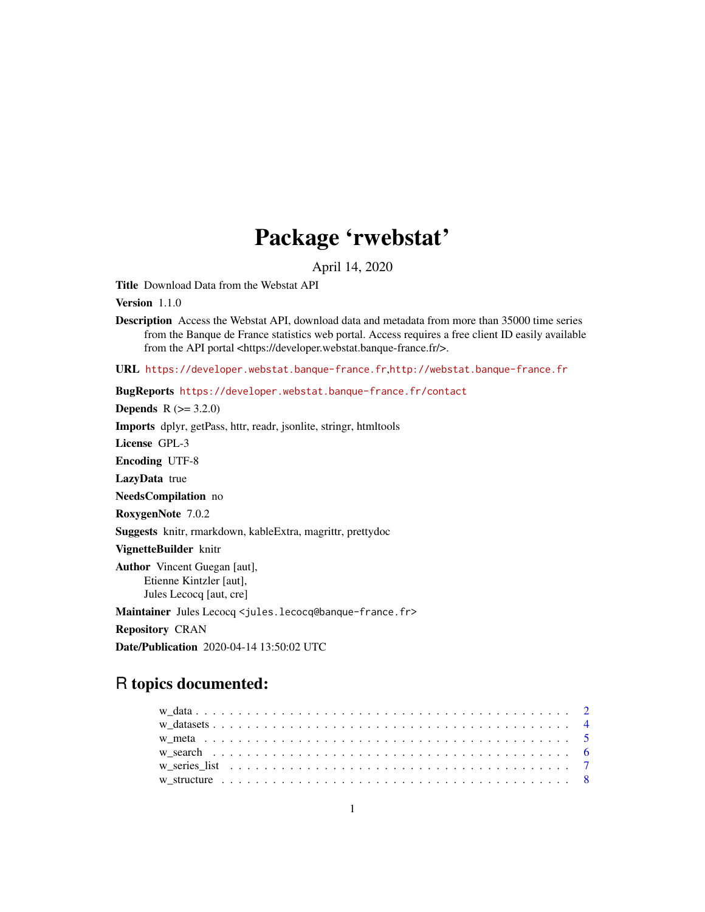# Package 'rwebstat'

April 14, 2020

**Title** Download Data from the Webstat API

**Version** 1.1.0

**Description** Access the Webstat API, download data and metadata from more than 35000 time series from the Banque de France statistics web portal. Access requires a free client ID easily available from the API portal <https://developer.webstat.banque-france.fr/>.

**URL** https://developer.webstat.banque-france.fr,http://webstat.banque-france.fr

**BugReports** https://developer.webstat.banque-france.fr/contact

**Depends** R (>= 3.2.0)

**Imports** dplyr, getPass, httr, readr, jsonlite, stringr, htmltools

**License** GPL-3

**Encoding** UTF-8

**LazyData** true

**NeedsCompilation** no

**RoxygenNote** 7.0.2

**Suggests** knitr, rmarkdown, kableExtra, magrittr, prettydoc

**VignetteBuilder** knitr

**Author** Vincent Guegan [aut],
Etienne Kintzler [aut],
Jules Lecocq [aut, cre]

**Maintainer** Jules Lecocq <jules.lecocq@banque-france.fr>

**Repository** CRAN

**Date/Publication** 2020-04-14 13:50:02 UTC

## R topics documented:

- w_data . . . . . . . . . . . . . . . . . . . . . . . . . . . . . . . . . . . . . . . . . . 2
- w_datasets . . . . . . . . . . . . . . . . . . . . . . . . . . . . . . . . . . . . . . . . 4
- w_meta . . . . . . . . . . . . . . . . . . . . . . . . . . . . . . . . . . . . . . . . . . 5
- w_search . . . . . . . . . . . . . . . . . . . . . . . . . . . . . . . . . . . . . . . . . 6
- w_series_list . . . . . . . . . . . . . . . . . . . . . . . . . . . . . . . . . . . . . . . 7
- w_structure . . . . . . . . . . . . . . . . . . . . . . . . . . . . . . . . . . . . . . . . 8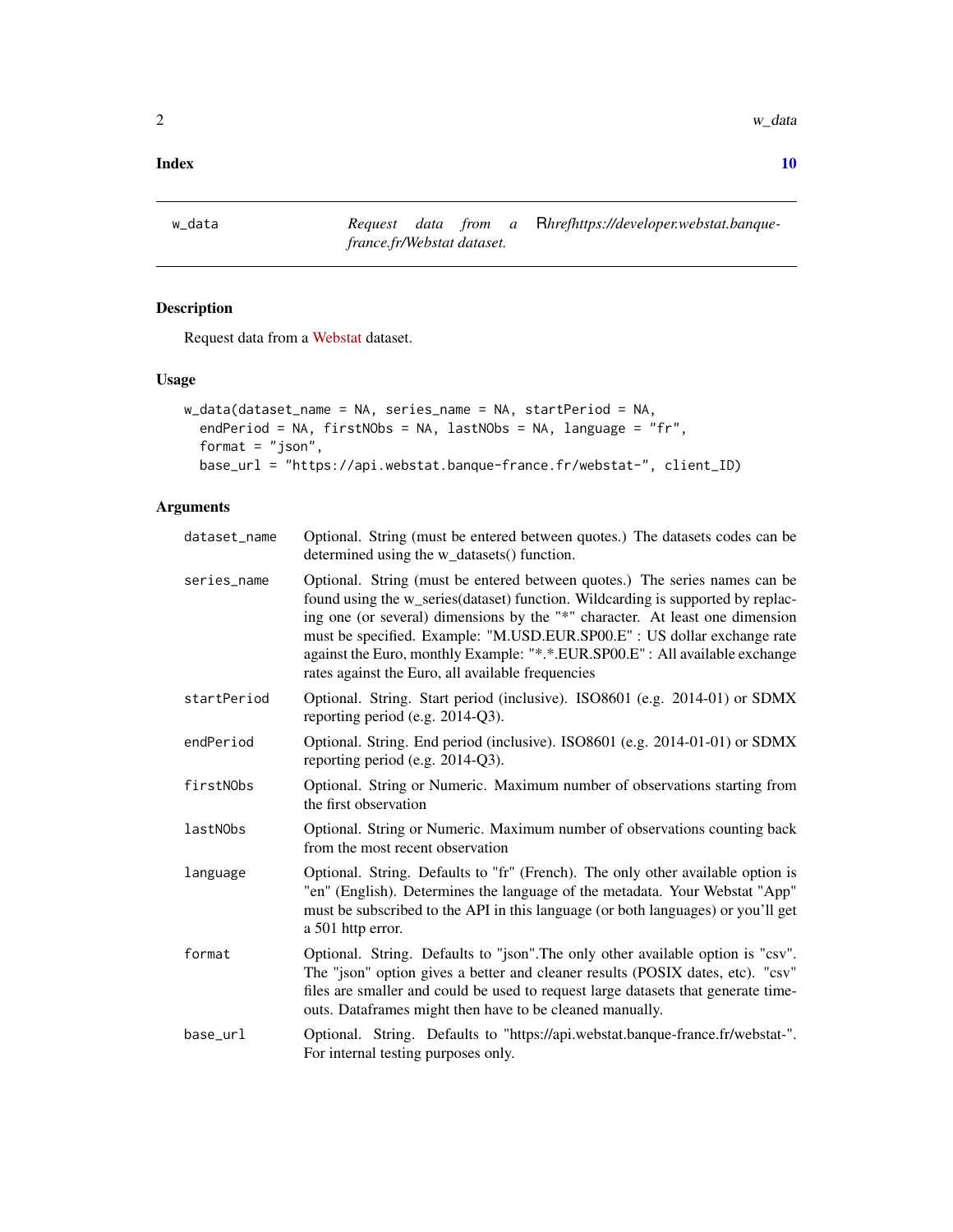**Index** **10**

---

`w_data` *Request data from a* R*hrefhttps://developer.webstat.banque-france.fr/Webstat dataset.*

---

### Description

Request data from a Webstat dataset.

### Usage

```
w_data(dataset_name = NA, series_name = NA, startPeriod = NA,
  endPeriod = NA, firstNObs = NA, lastNObs = NA, language = "fr",
  format = "json",
  base_url = "https://api.webstat.banque-france.fr/webstat-", client_ID)
```

### Arguments

| | |
|---|---|
| `dataset_name` | Optional. String (must be entered between quotes.) The datasets codes can be determined using the w_datasets() function. |
| `series_name` | Optional. String (must be entered between quotes.) The series names can be found using the w_series(dataset) function. Wildcarding is supported by replacing one (or several) dimensions by the "*" character. At least one dimension must be specified. Example: "M.USD.EUR.SP00.E" : US dollar exchange rate against the Euro, monthly Example: "*.*.EUR.SP00.E" : All available exchange rates against the Euro, all available frequencies |
| `startPeriod` | Optional. String. Start period (inclusive). ISO8601 (e.g. 2014-01) or SDMX reporting period (e.g. 2014-Q3). |
| `endPeriod` | Optional. String. End period (inclusive). ISO8601 (e.g. 2014-01-01) or SDMX reporting period (e.g. 2014-Q3). |
| `firstNObs` | Optional. String or Numeric. Maximum number of observations starting from the first observation |
| `lastNObs` | Optional. String or Numeric. Maximum number of observations counting back from the most recent observation |
| `language` | Optional. String. Defaults to "fr" (French). The only other available option is "en" (English). Determines the language of the metadata. Your Webstat "App" must be subscribed to the API in this language (or both languages) or you'll get a 501 http error. |
| `format` | Optional. String. Defaults to "json".The only other available option is "csv". The "json" option gives a better and cleaner results (POSIX dates, etc). "csv" files are smaller and could be used to request large datasets that generate timeouts. Dataframes might then have to be cleaned manually. |
| `base_url` | Optional. String. Defaults to "https://api.webstat.banque-france.fr/webstat-". For internal testing purposes only. |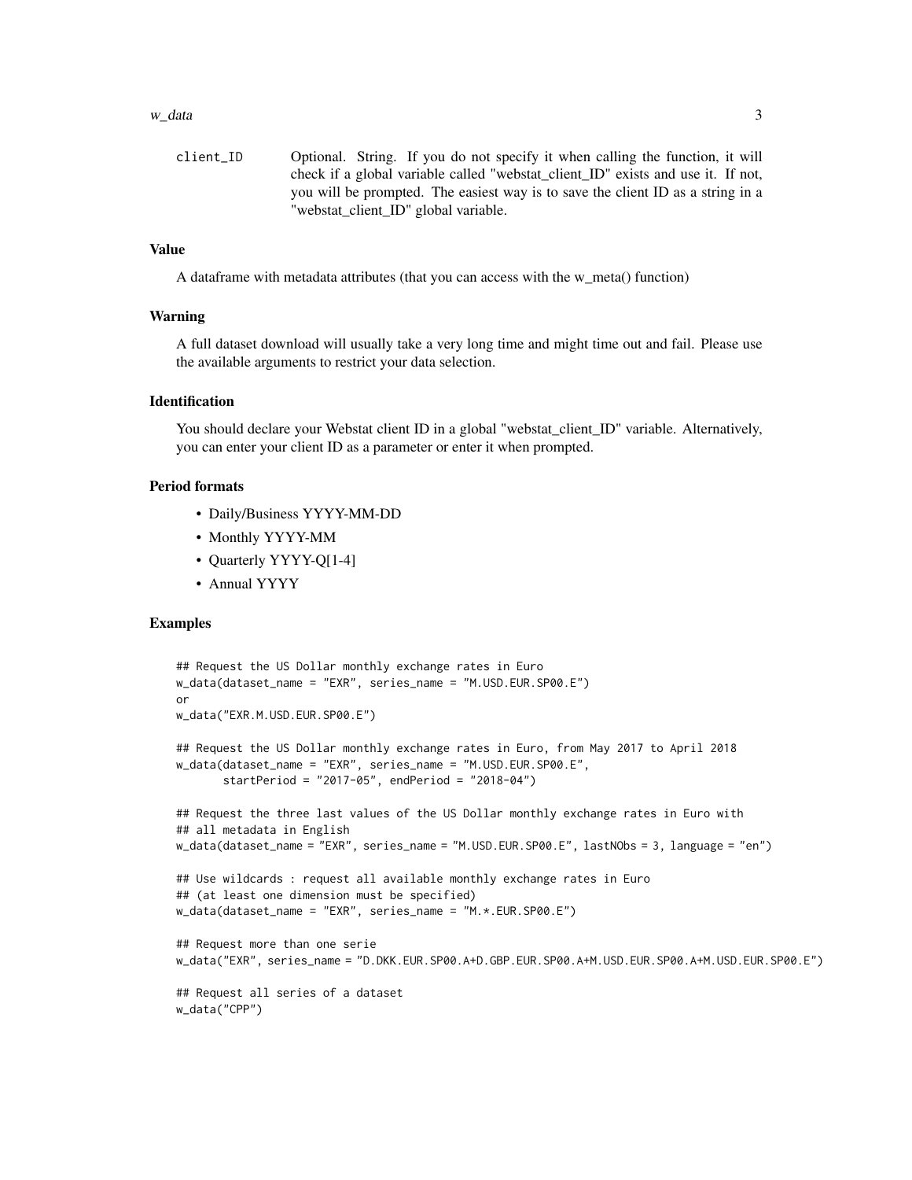client_ID Optional. String. If you do not specify it when calling the function, it will check if a global variable called "webstat_client_ID" exists and use it. If not, you will be prompted. The easiest way is to save the client ID as a string in a "webstat_client_ID" global variable.

### Value

A dataframe with metadata attributes (that you can access with the w_meta() function)

### Warning

A full dataset download will usually take a very long time and might time out and fail. Please use the available arguments to restrict your data selection.

### Identification

You should declare your Webstat client ID in a global "webstat_client_ID" variable. Alternatively, you can enter your client ID as a parameter or enter it when prompted.

### Period formats

- Daily/Business YYYY-MM-DD
- Monthly YYYY-MM
- Quarterly YYYY-Q[1-4]
- Annual YYYY

### Examples

```
## Request the US Dollar monthly exchange rates in Euro
w_data(dataset_name = "EXR", series_name = "M.USD.EUR.SP00.E")
or
w_data("EXR.M.USD.EUR.SP00.E")

## Request the US Dollar monthly exchange rates in Euro, from May 2017 to April 2018
w_data(dataset_name = "EXR", series_name = "M.USD.EUR.SP00.E",
       startPeriod = "2017-05", endPeriod = "2018-04")

## Request the three last values of the US Dollar monthly exchange rates in Euro with
## all metadata in English
w_data(dataset_name = "EXR", series_name = "M.USD.EUR.SP00.E", lastNObs = 3, language = "en")

## Use wildcards : request all available monthly exchange rates in Euro
## (at least one dimension must be specified)
w_data(dataset_name = "EXR", series_name = "M.*.EUR.SP00.E")

## Request more than one serie
w_data("EXR", series_name = "D.DKK.EUR.SP00.A+D.GBP.EUR.SP00.A+M.USD.EUR.SP00.A+M.USD.EUR.SP00.E")

## Request all series of a dataset
w_data("CPP")
```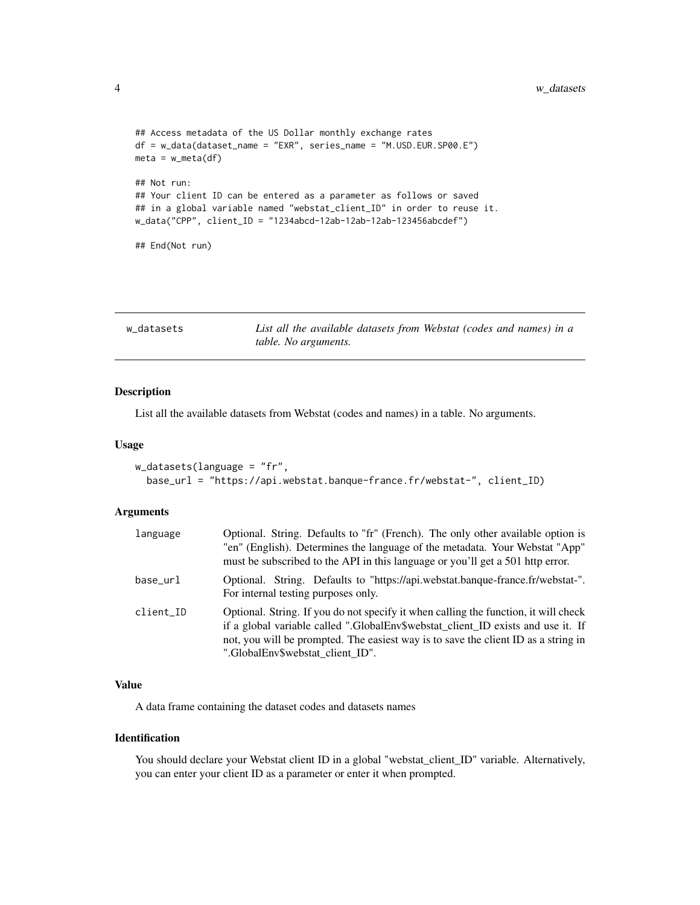```
## Access metadata of the US Dollar monthly exchange rates
df = w_data(dataset_name = "EXR", series_name = "M.USD.EUR.SP00.E")
meta = w_meta(df)

## Not run:
## Your client ID can be entered as a parameter as follows or saved
## in a global variable named "webstat_client_ID" in order to reuse it.
w_data("CPP", client_ID = "1234abcd-12ab-12ab-12ab-123456abcdef")

## End(Not run)
```

## w_datasets — *List all the available datasets from Webstat (codes and names) in a table. No arguments.*

### Description

List all the available datasets from Webstat (codes and names) in a table. No arguments.

### Usage

```
w_datasets(language = "fr",
  base_url = "https://api.webstat.banque-france.fr/webstat-", client_ID)
```

### Arguments

| | |
|---|---|
| `language` | Optional. String. Defaults to "fr" (French). The only other available option is "en" (English). Determines the language of the metadata. Your Webstat "App" must be subscribed to the API in this language or you'll get a 501 http error. |
| `base_url` | Optional. String. Defaults to "https://api.webstat.banque-france.fr/webstat-". For internal testing purposes only. |
| `client_ID` | Optional. String. If you do not specify it when calling the function, it will check if a global variable called ".GlobalEnv$webstat_client_ID exists and use it. If not, you will be prompted. The easiest way is to save the client ID as a string in ".GlobalEnv$webstat_client_ID". |

### Value

A data frame containing the dataset codes and datasets names

### Identification

You should declare your Webstat client ID in a global "webstat_client_ID" variable. Alternatively, you can enter your client ID as a parameter or enter it when prompted.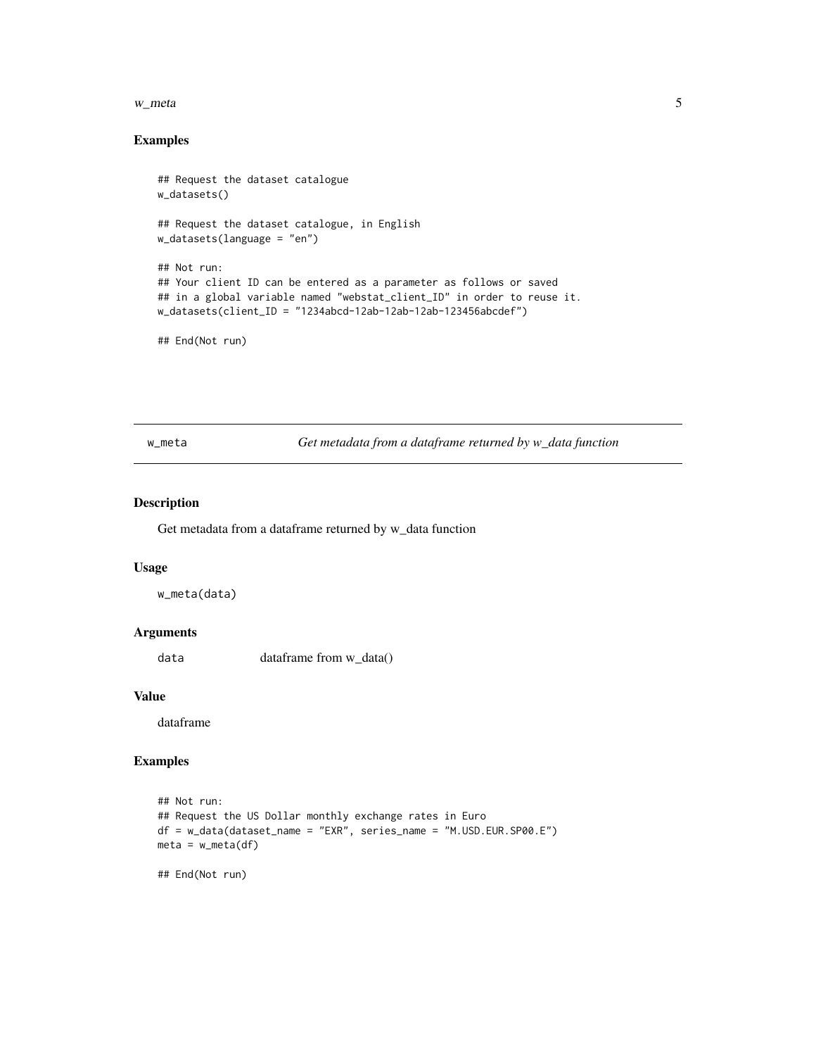### Examples

```
## Request the dataset catalogue
w_datasets()

## Request the dataset catalogue, in English
w_datasets(language = "en")

## Not run:
## Your client ID can be entered as a parameter as follows or saved
## in a global variable named "webstat_client_ID" in order to reuse it.
w_datasets(client_ID = "1234abcd-12ab-12ab-12ab-123456abcdef")

## End(Not run)
```

## w_meta — *Get metadata from a dataframe returned by w_data function*

### Description

Get metadata from a dataframe returned by w_data function

### Usage

```
w_meta(data)
```

### Arguments

| | |
|---|---|
| `data` | dataframe from w_data() |

### Value

dataframe

### Examples

```
## Not run:
## Request the US Dollar monthly exchange rates in Euro
df = w_data(dataset_name = "EXR", series_name = "M.USD.EUR.SP00.E")
meta = w_meta(df)

## End(Not run)
```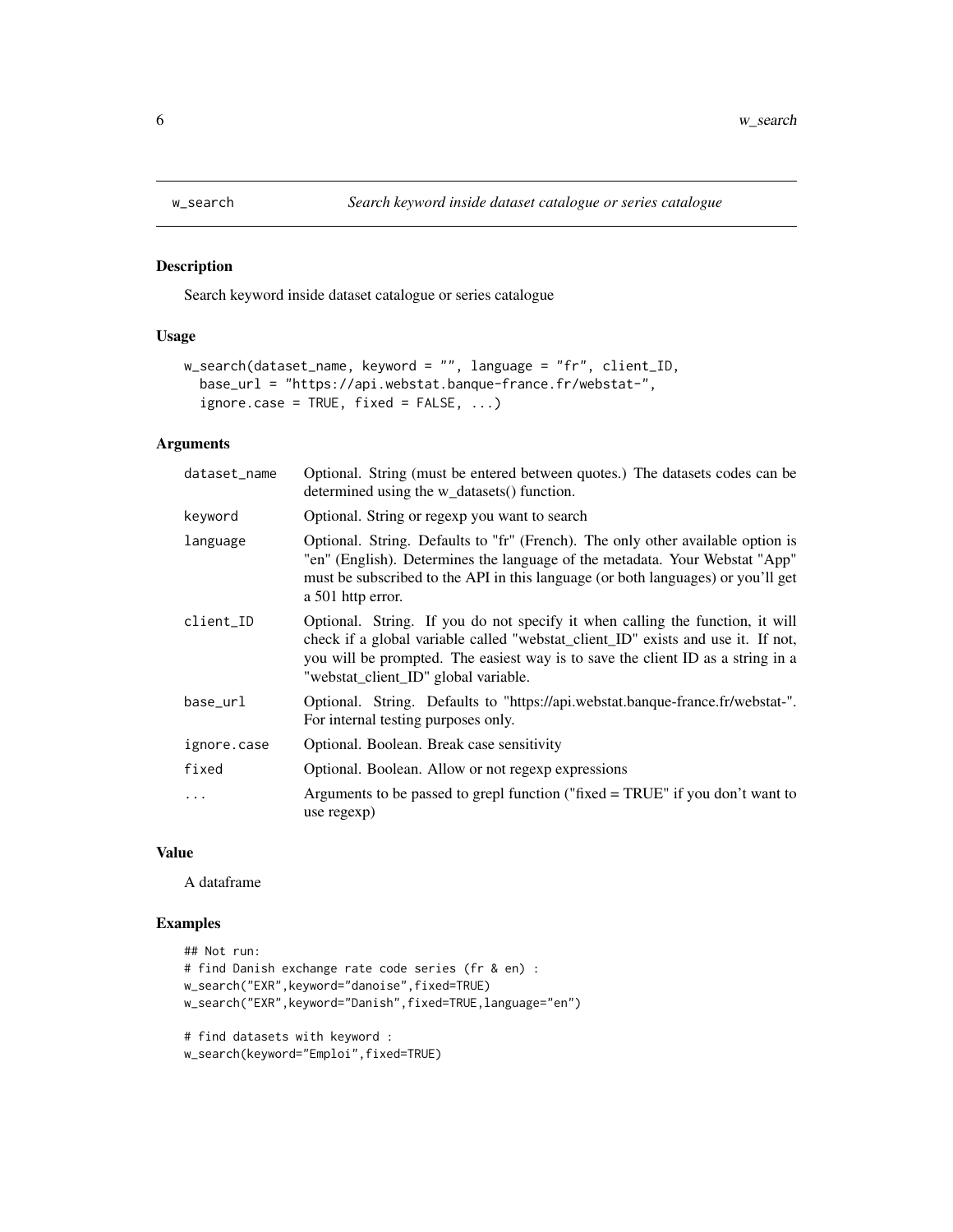## w_search — *Search keyword inside dataset catalogue or series catalogue*

### Description

Search keyword inside dataset catalogue or series catalogue

### Usage

```
w_search(dataset_name, keyword = "", language = "fr", client_ID,
  base_url = "https://api.webstat.banque-france.fr/webstat-",
  ignore.case = TRUE, fixed = FALSE, ...)
```

### Arguments

| | |
|---|---|
| dataset_name | Optional. String (must be entered between quotes.) The datasets codes can be determined using the w_datasets() function. |
| keyword | Optional. String or regexp you want to search |
| language | Optional. String. Defaults to "fr" (French). The only other available option is "en" (English). Determines the language of the metadata. Your Webstat "App" must be subscribed to the API in this language (or both languages) or you'll get a 501 http error. |
| client_ID | Optional. String. If you do not specify it when calling the function, it will check if a global variable called "webstat_client_ID" exists and use it. If not, you will be prompted. The easiest way is to save the client ID as a string in a "webstat_client_ID" global variable. |
| base_url | Optional. String. Defaults to "https://api.webstat.banque-france.fr/webstat-". For internal testing purposes only. |
| ignore.case | Optional. Boolean. Break case sensitivity |
| fixed | Optional. Boolean. Allow or not regexp expressions |
| ... | Arguments to be passed to grepl function ("fixed = TRUE" if you don't want to use regexp) |

### Value

A dataframe

### Examples

```
## Not run:
# find Danish exchange rate code series (fr & en) :
w_search("EXR",keyword="danoise",fixed=TRUE)
w_search("EXR",keyword="Danish",fixed=TRUE,language="en")

# find datasets with keyword :
w_search(keyword="Emploi",fixed=TRUE)
```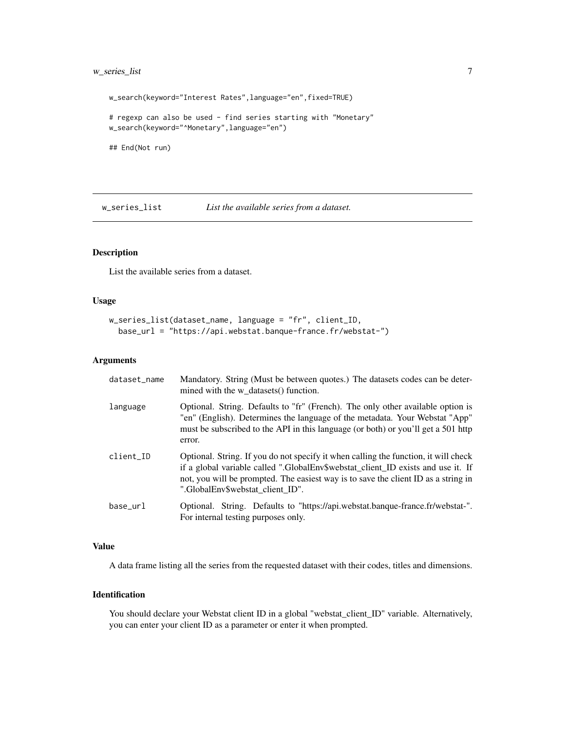```
w_search(keyword="Interest Rates",language="en",fixed=TRUE)

# regexp can also be used - find series starting with "Monetary"
w_search(keyword="^Monetary",language="en")

## End(Not run)
```

## w_series_list — *List the available series from a dataset.*

### Description

List the available series from a dataset.

### Usage

```
w_series_list(dataset_name, language = "fr", client_ID,
  base_url = "https://api.webstat.banque-france.fr/webstat-")
```

### Arguments

| | |
|---|---|
| dataset_name | Mandatory. String (Must be between quotes.) The datasets codes can be determined with the w_datasets() function. |
| language | Optional. String. Defaults to "fr" (French). The only other available option is "en" (English). Determines the language of the metadata. Your Webstat "App" must be subscribed to the API in this language (or both) or you'll get a 501 http error. |
| client_ID | Optional. String. If you do not specify it when calling the function, it will check if a global variable called ".GlobalEnv$webstat_client_ID exists and use it. If not, you will be prompted. The easiest way is to save the client ID as a string in ".GlobalEnv$webstat_client_ID". |
| base_url | Optional. String. Defaults to "https://api.webstat.banque-france.fr/webstat-". For internal testing purposes only. |

### Value

A data frame listing all the series from the requested dataset with their codes, titles and dimensions.

### Identification

You should declare your Webstat client ID in a global "webstat_client_ID" variable. Alternatively, you can enter your client ID as a parameter or enter it when prompted.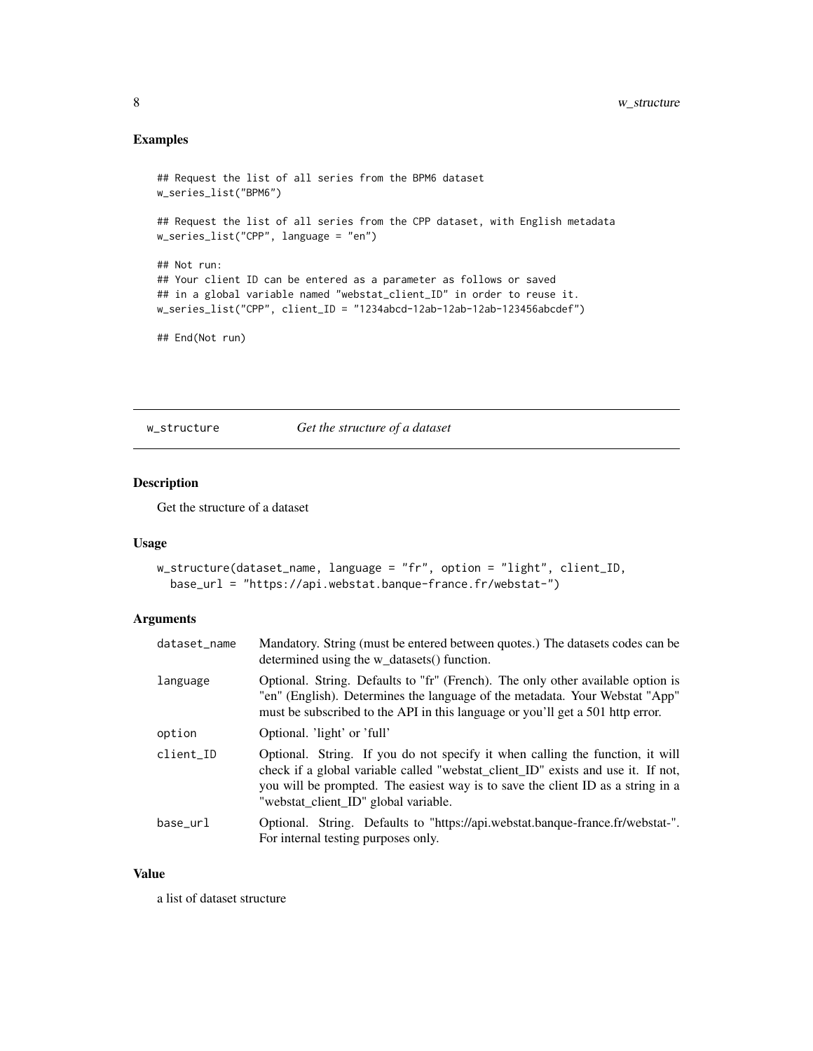## Examples

```
## Request the list of all series from the BPM6 dataset
w_series_list("BPM6")

## Request the list of all series from the CPP dataset, with English metadata
w_series_list("CPP", language = "en")

## Not run:
## Your client ID can be entered as a parameter as follows or saved
## in a global variable named "webstat_client_ID" in order to reuse it.
w_series_list("CPP", client_ID = "1234abcd-12ab-12ab-12ab-123456abcdef")

## End(Not run)
```

---

# w_structure *Get the structure of a dataset*

## Description

Get the structure of a dataset

## Usage

```
w_structure(dataset_name, language = "fr", option = "light", client_ID,
  base_url = "https://api.webstat.banque-france.fr/webstat-")
```

## Arguments

| | |
|---|---|
| `dataset_name` | Mandatory. String (must be entered between quotes.) The datasets codes can be determined using the w_datasets() function. |
| `language` | Optional. String. Defaults to "fr" (French). The only other available option is "en" (English). Determines the language of the metadata. Your Webstat "App" must be subscribed to the API in this language or you'll get a 501 http error. |
| `option` | Optional. 'light' or 'full' |
| `client_ID` | Optional. String. If you do not specify it when calling the function, it will check if a global variable called "webstat_client_ID" exists and use it. If not, you will be prompted. The easiest way is to save the client ID as a string in a "webstat_client_ID" global variable. |
| `base_url` | Optional. String. Defaults to "https://api.webstat.banque-france.fr/webstat-". For internal testing purposes only. |

## Value

a list of dataset structure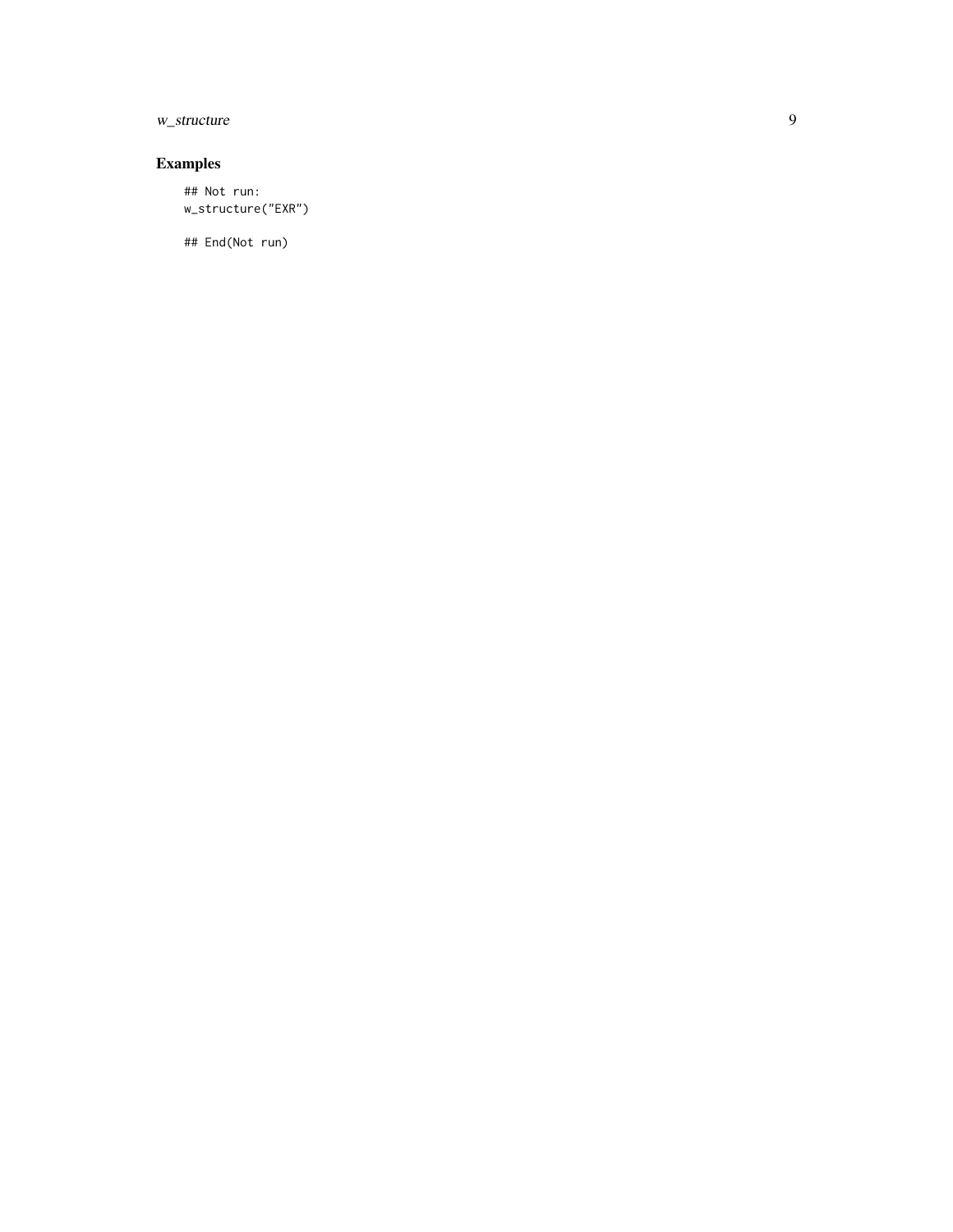## Examples

```
## Not run:
w_structure("EXR")

## End(Not run)
```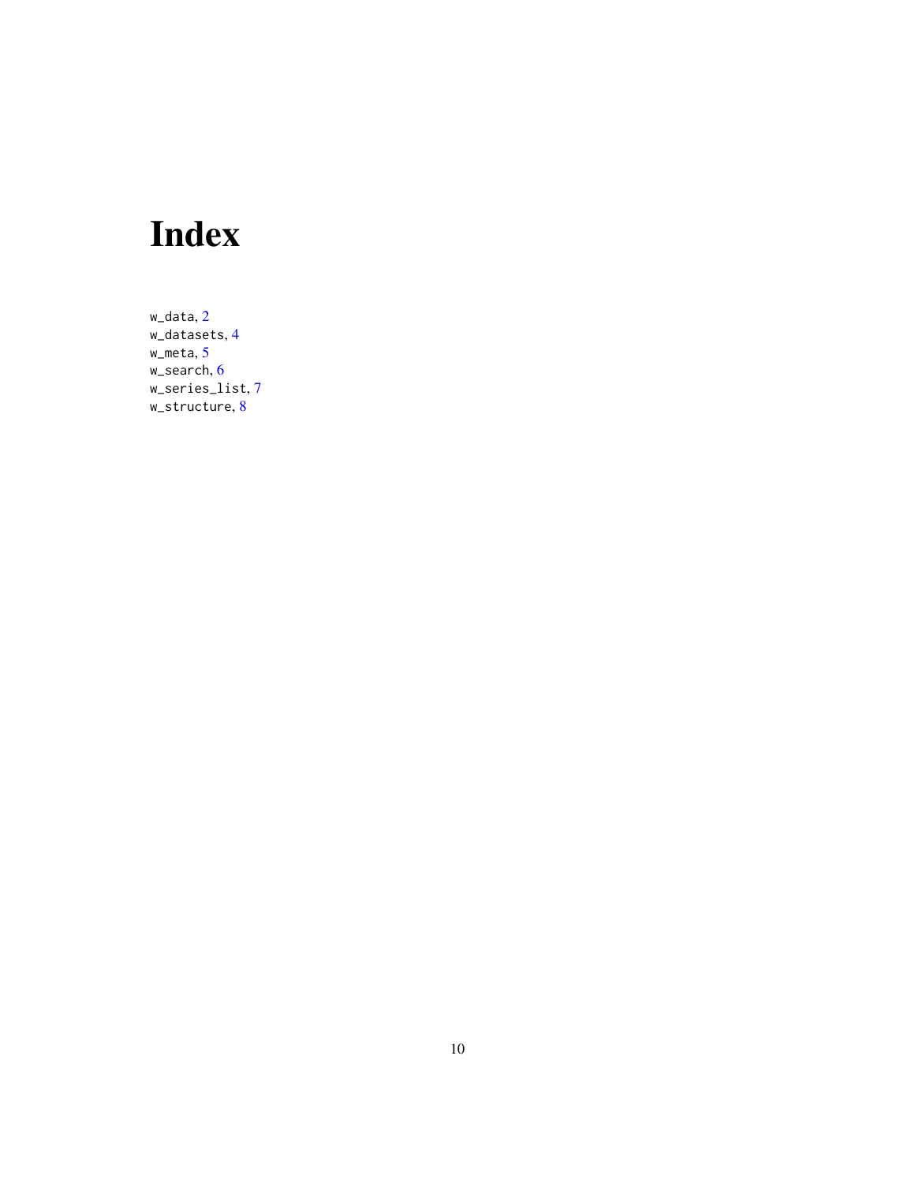# Index

w_data, 2
w_datasets, 4
w_meta, 5
w_search, 6
w_series_list, 7
w_structure, 8